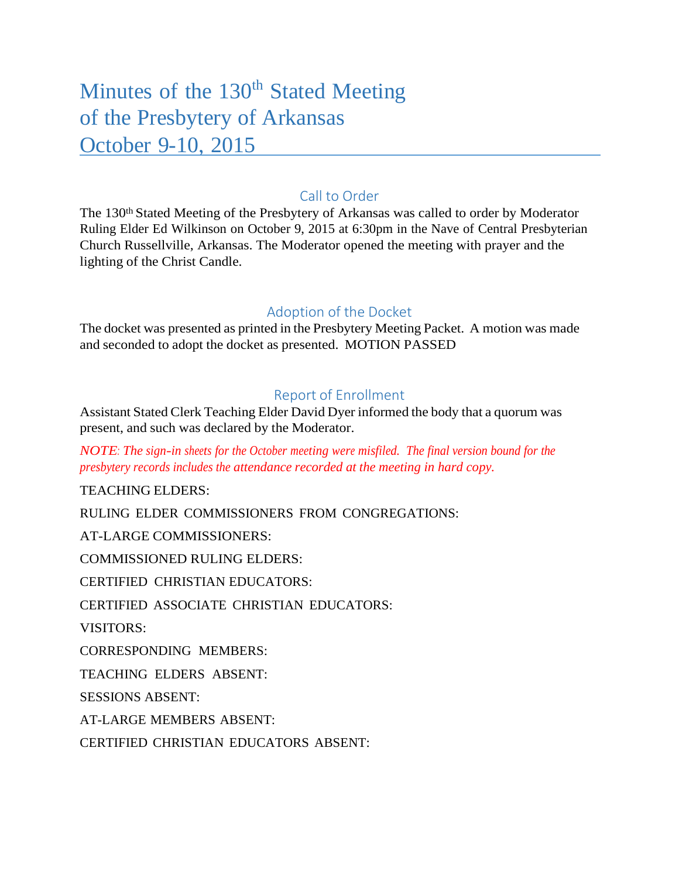# Minutes of the 130th Stated Meeting of the Presbytery of Arkansas October 9-10, 2015

## Call to Order

The 130th Stated Meeting of the Presbytery of Arkansas was called to order by Moderator Ruling Elder Ed Wilkinson on October 9, 2015 at 6:30pm in the Nave of Central Presbyterian Church Russellville, Arkansas. The Moderator opened the meeting with prayer and the lighting of the Christ Candle.

## Adoption of the Docket

The docket was presented as printed in the Presbytery Meeting Packet. A motion was made and seconded to adopt the docket as presented. MOTION PASSED

## Report of Enrollment

Assistant Stated Clerk Teaching Elder David Dyer informed the body that a quorum was present, and such was declared by the Moderator.

*NOTE: The sign-in sheets for the October meeting were misfiled. The final version bound for the presbytery records includes the attendance recorded at the meeting in hard copy.*

TEACHING ELDERS:

RULING ELDER COMMISSIONERS FROM CONGREGATIONS:

AT-LARGE COMMISSIONERS:

COMMISSIONED RULING ELDERS:

CERTIFIED CHRISTIAN EDUCATORS:

CERTIFIED ASSOCIATE CHRISTIAN EDUCATORS:

VISITORS:

CORRESPONDING MEMBERS:

TEACHING ELDERS ABSENT:

SESSIONS ABSENT:

AT-LARGE MEMBERS ABSENT:

CERTIFIED CHRISTIAN EDUCATORS ABSENT: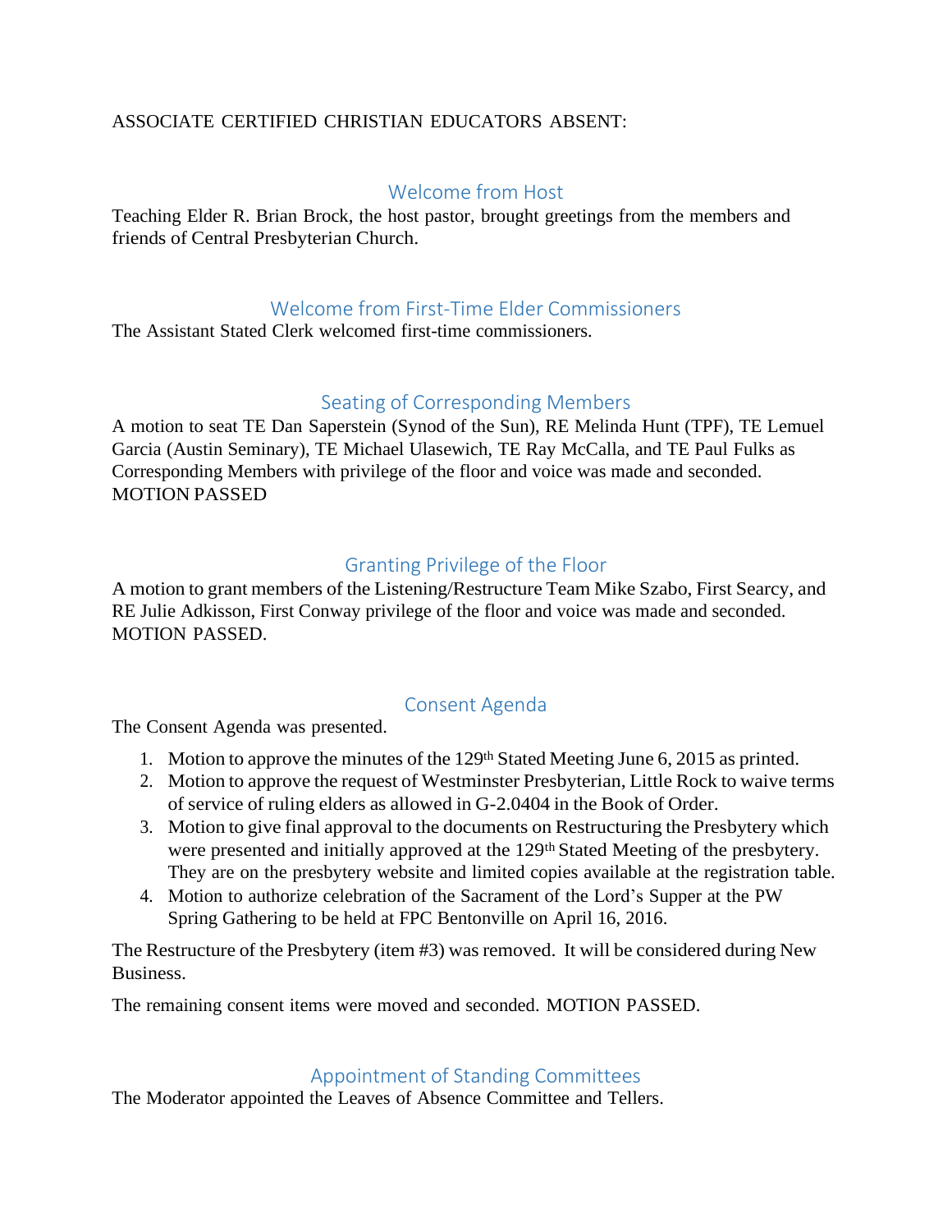ASSOCIATE CERTIFIED CHRISTIAN EDUCATORS ABSENT:

## Welcome from Host

Teaching Elder R. Brian Brock, the host pastor, brought greetings from the members and friends of Central Presbyterian Church.

## Welcome from First-Time Elder Commissioners

The Assistant Stated Clerk welcomed first-time commissioners.

## Seating of Corresponding Members

A motion to seat TE Dan Saperstein (Synod of the Sun), RE Melinda Hunt (TPF), TE Lemuel Garcia (Austin Seminary), TE Michael Ulasewich, TE Ray McCalla, and TE Paul Fulks as Corresponding Members with privilege of the floor and voice was made and seconded. MOTION PASSED

## Granting Privilege of the Floor

A motion to grant members of the Listening/Restructure Team Mike Szabo, First Searcy, and RE Julie Adkisson, First Conway privilege of the floor and voice was made and seconded. MOTION PASSED.

## Consent Agenda

The Consent Agenda was presented.

1. Motion to approve the minutes of the 129th Stated Meeting June 6, 2015 as printed.
2. Motion to approve the request of Westminster Presbyterian, Little Rock to waive terms of service of ruling elders as allowed in G-2.0404 in the Book of Order.
3. Motion to give final approval to the documents on Restructuring the Presbytery which were presented and initially approved at the 129th Stated Meeting of the presbytery. They are on the presbytery website and limited copies available at the registration table.
4. Motion to authorize celebration of the Sacrament of the Lord's Supper at the PW Spring Gathering to be held at FPC Bentonville on April 16, 2016.

The Restructure of the Presbytery (item #3) was removed. It will be considered during New Business.

The remaining consent items were moved and seconded. MOTION PASSED.

## Appointment of Standing Committees

The Moderator appointed the Leaves of Absence Committee and Tellers.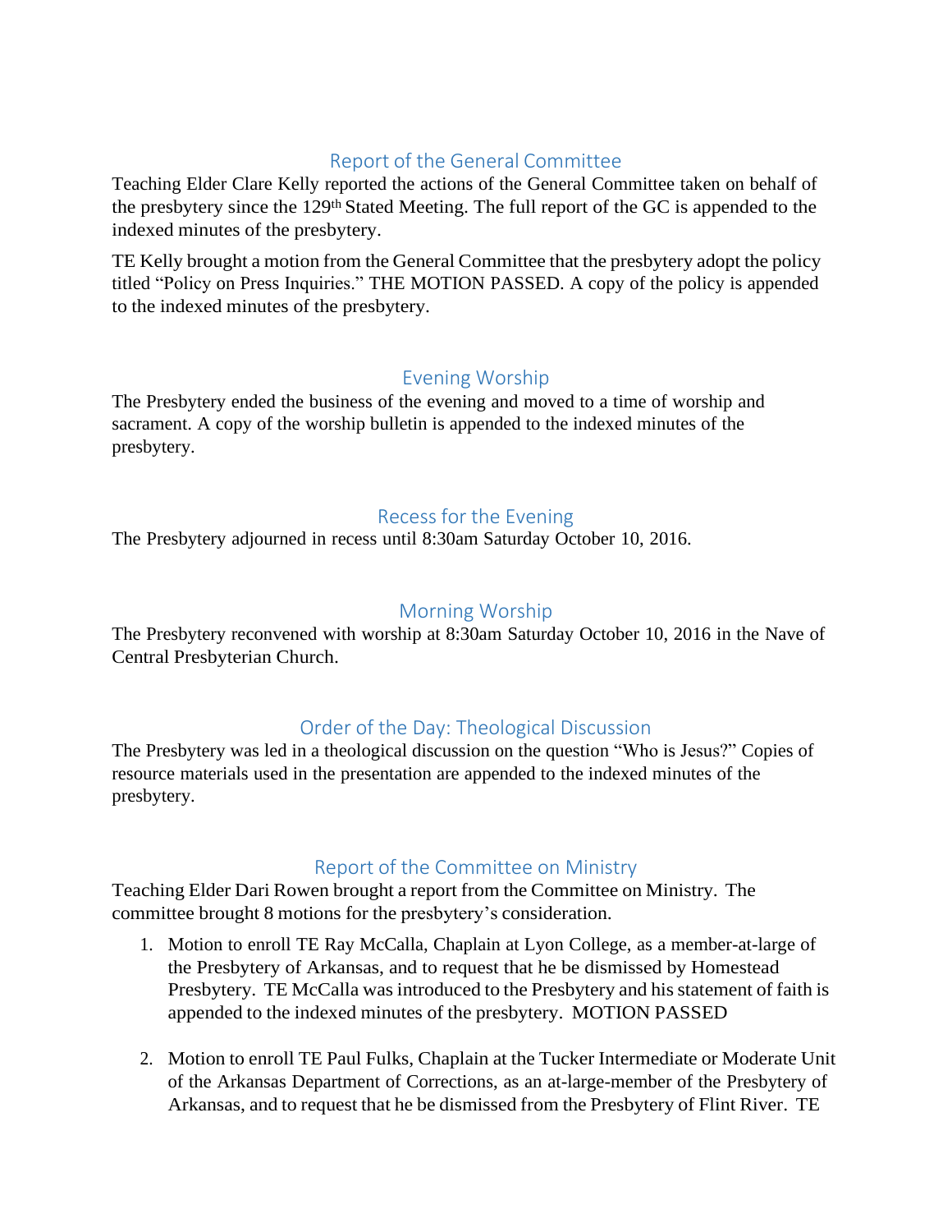## Report of the General Committee

Teaching Elder Clare Kelly reported the actions of the General Committee taken on behalf of the presbytery since the 129th Stated Meeting. The full report of the GC is appended to the indexed minutes of the presbytery.

TE Kelly brought a motion from the General Committee that the presbytery adopt the policy titled “Policy on Press Inquiries.” THE MOTION PASSED. A copy of the policy is appended to the indexed minutes of the presbytery.

## Evening Worship

The Presbytery ended the business of the evening and moved to a time of worship and sacrament. A copy of the worship bulletin is appended to the indexed minutes of the presbytery.

## Recess for the Evening

The Presbytery adjourned in recess until 8:30am Saturday October 10, 2016.

## Morning Worship

The Presbytery reconvened with worship at 8:30am Saturday October 10, 2016 in the Nave of Central Presbyterian Church.

## Order of the Day: Theological Discussion

The Presbytery was led in a theological discussion on the question “Who is Jesus?” Copies of resource materials used in the presentation are appended to the indexed minutes of the presbytery.

## Report of the Committee on Ministry

Teaching Elder Dari Rowen brought a report from the Committee on Ministry. The committee brought 8 motions for the presbytery’s consideration.

1. Motion to enroll TE Ray McCalla, Chaplain at Lyon College, as a member-at-large of the Presbytery of Arkansas, and to request that he be dismissed by Homestead Presbytery. TE McCalla was introduced to the Presbytery and his statement of faith is appended to the indexed minutes of the presbytery. MOTION PASSED

2. Motion to enroll TE Paul Fulks, Chaplain at the Tucker Intermediate or Moderate Unit of the Arkansas Department of Corrections, as an at-large-member of the Presbytery of Arkansas, and to request that he be dismissed from the Presbytery of Flint River. TE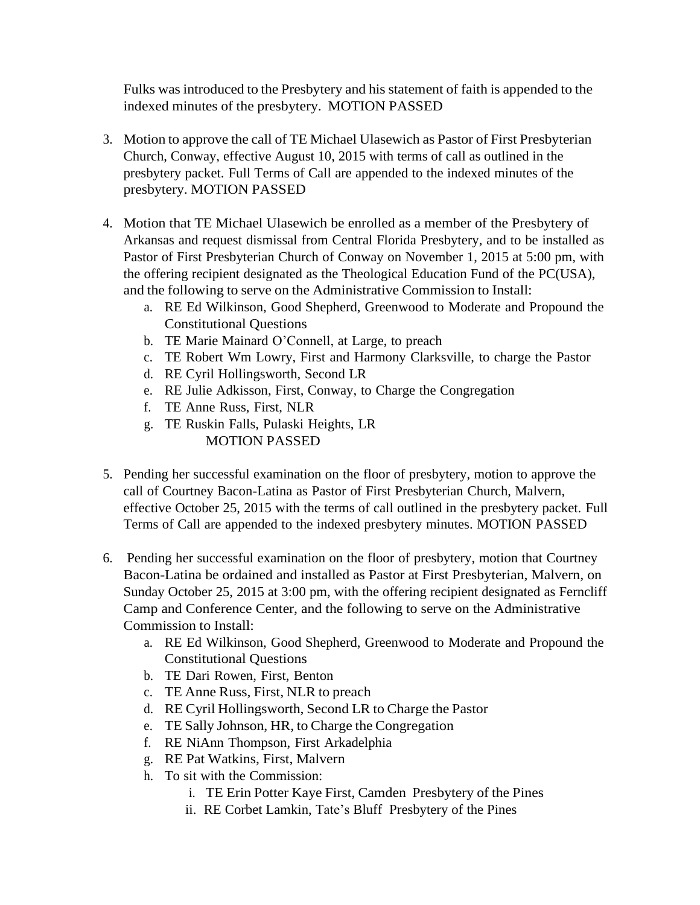Fulks was introduced to the Presbytery and his statement of faith is appended to the indexed minutes of the presbytery. MOTION PASSED

3. Motion to approve the call of TE Michael Ulasewich as Pastor of First Presbyterian Church, Conway, effective August 10, 2015 with terms of call as outlined in the presbytery packet. Full Terms of Call are appended to the indexed minutes of the presbytery. MOTION PASSED

4. Motion that TE Michael Ulasewich be enrolled as a member of the Presbytery of Arkansas and request dismissal from Central Florida Presbytery, and to be installed as Pastor of First Presbyterian Church of Conway on November 1, 2015 at 5:00 pm, with the offering recipient designated as the Theological Education Fund of the PC(USA), and the following to serve on the Administrative Commission to Install:
   a. RE Ed Wilkinson, Good Shepherd, Greenwood to Moderate and Propound the Constitutional Questions
   b. TE Marie Mainard O'Connell, at Large, to preach
   c. TE Robert Wm Lowry, First and Harmony Clarksville, to charge the Pastor
   d. RE Cyril Hollingsworth, Second LR
   e. RE Julie Adkisson, First, Conway, to Charge the Congregation
   f. TE Anne Russ, First, NLR
   g. TE Ruskin Falls, Pulaski Heights, LR

   MOTION PASSED

5. Pending her successful examination on the floor of presbytery, motion to approve the call of Courtney Bacon-Latina as Pastor of First Presbyterian Church, Malvern, effective October 25, 2015 with the terms of call outlined in the presbytery packet. Full Terms of Call are appended to the indexed presbytery minutes. MOTION PASSED

6. Pending her successful examination on the floor of presbytery, motion that Courtney Bacon-Latina be ordained and installed as Pastor at First Presbyterian, Malvern, on Sunday October 25, 2015 at 3:00 pm, with the offering recipient designated as Ferncliff Camp and Conference Center, and the following to serve on the Administrative Commission to Install:
   a. RE Ed Wilkinson, Good Shepherd, Greenwood to Moderate and Propound the Constitutional Questions
   b. TE Dari Rowen, First, Benton
   c. TE Anne Russ, First, NLR to preach
   d. RE Cyril Hollingsworth, Second LR to Charge the Pastor
   e. TE Sally Johnson, HR, to Charge the Congregation
   f. RE NiAnn Thompson, First Arkadelphia
   g. RE Pat Watkins, First, Malvern
   h. To sit with the Commission:
      i. TE Erin Potter Kaye First, Camden Presbytery of the Pines
      ii. RE Corbet Lamkin, Tate's Bluff Presbytery of the Pines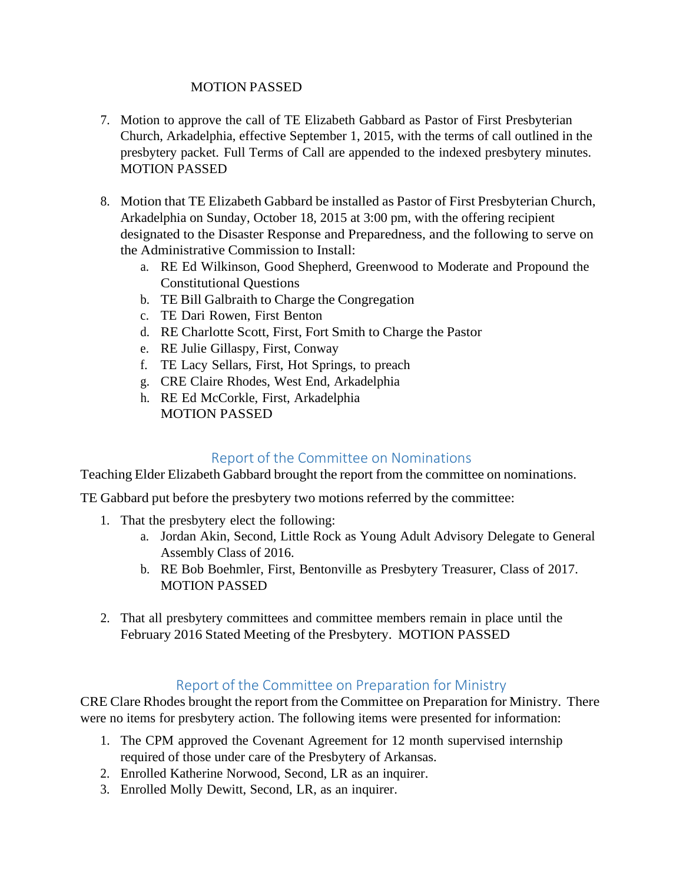MOTION PASSED

7. Motion to approve the call of TE Elizabeth Gabbard as Pastor of First Presbyterian Church, Arkadelphia, effective September 1, 2015, with the terms of call outlined in the presbytery packet. Full Terms of Call are appended to the indexed presbytery minutes. MOTION PASSED

8. Motion that TE Elizabeth Gabbard be installed as Pastor of First Presbyterian Church, Arkadelphia on Sunday, October 18, 2015 at 3:00 pm, with the offering recipient designated to the Disaster Response and Preparedness, and the following to serve on the Administrative Commission to Install:
   a. RE Ed Wilkinson, Good Shepherd, Greenwood to Moderate and Propound the Constitutional Questions
   b. TE Bill Galbraith to Charge the Congregation
   c. TE Dari Rowen, First Benton
   d. RE Charlotte Scott, First, Fort Smith to Charge the Pastor
   e. RE Julie Gillaspy, First, Conway
   f. TE Lacy Sellars, First, Hot Springs, to preach
   g. CRE Claire Rhodes, West End, Arkadelphia
   h. RE Ed McCorkle, First, Arkadelphia
   MOTION PASSED

## Report of the Committee on Nominations

Teaching Elder Elizabeth Gabbard brought the report from the committee on nominations.

TE Gabbard put before the presbytery two motions referred by the committee:

1. That the presbytery elect the following:
   a. Jordan Akin, Second, Little Rock as Young Adult Advisory Delegate to General Assembly Class of 2016.
   b. RE Bob Boehmler, First, Bentonville as Presbytery Treasurer, Class of 2017. MOTION PASSED

2. That all presbytery committees and committee members remain in place until the February 2016 Stated Meeting of the Presbytery. MOTION PASSED

## Report of the Committee on Preparation for Ministry

CRE Clare Rhodes brought the report from the Committee on Preparation for Ministry. There were no items for presbytery action. The following items were presented for information:

1. The CPM approved the Covenant Agreement for 12 month supervised internship required of those under care of the Presbytery of Arkansas.
2. Enrolled Katherine Norwood, Second, LR as an inquirer.
3. Enrolled Molly Dewitt, Second, LR, as an inquirer.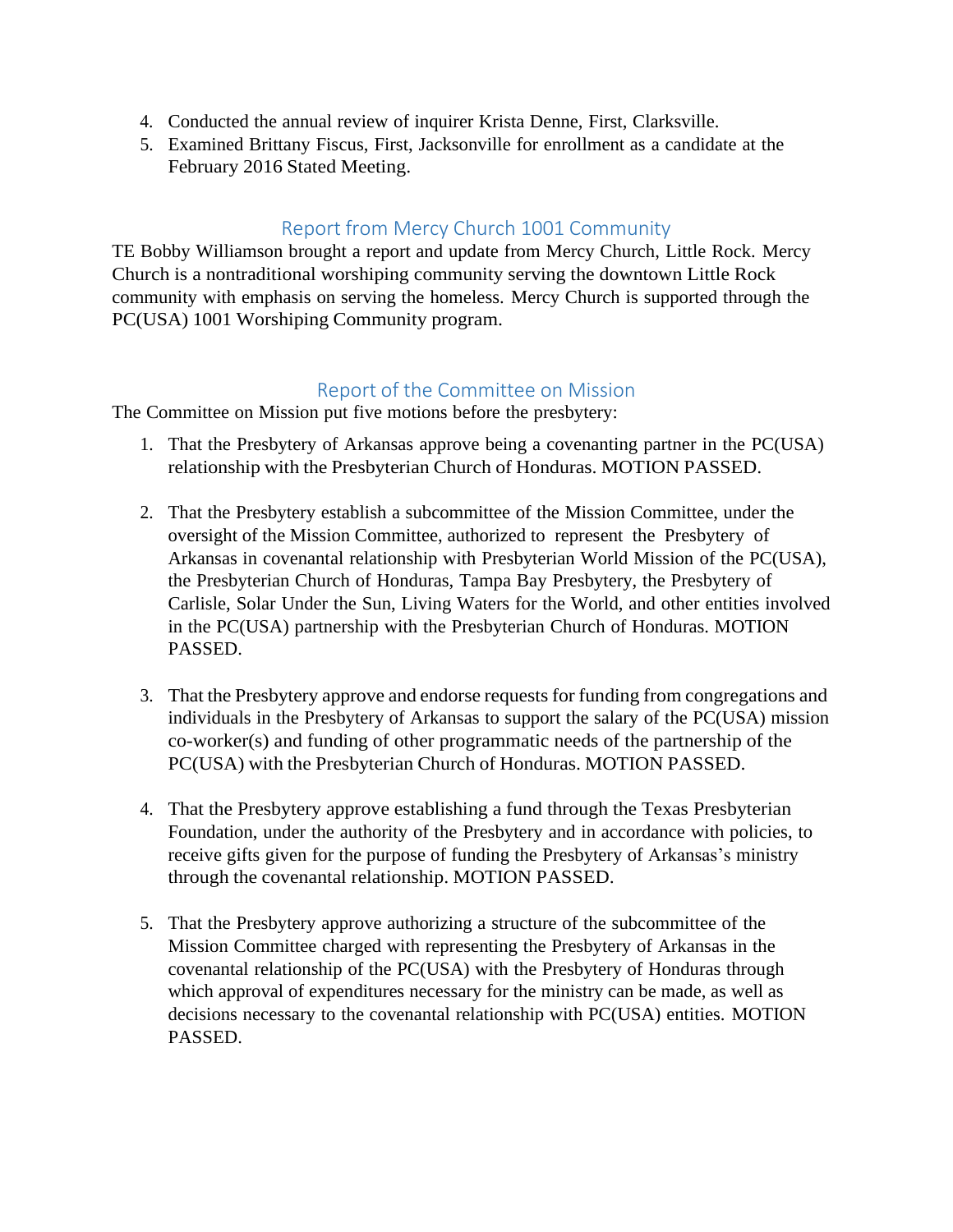4. Conducted the annual review of inquirer Krista Denne, First, Clarksville.
5. Examined Brittany Fiscus, First, Jacksonville for enrollment as a candidate at the February 2016 Stated Meeting.

## Report from Mercy Church 1001 Community

TE Bobby Williamson brought a report and update from Mercy Church, Little Rock. Mercy Church is a nontraditional worshiping community serving the downtown Little Rock community with emphasis on serving the homeless. Mercy Church is supported through the PC(USA) 1001 Worshiping Community program.

## Report of the Committee on Mission

The Committee on Mission put five motions before the presbytery:

1. That the Presbytery of Arkansas approve being a covenanting partner in the PC(USA) relationship with the Presbyterian Church of Honduras. MOTION PASSED.

2. That the Presbytery establish a subcommittee of the Mission Committee, under the oversight of the Mission Committee, authorized to represent the Presbytery of Arkansas in covenantal relationship with Presbyterian World Mission of the PC(USA), the Presbyterian Church of Honduras, Tampa Bay Presbytery, the Presbytery of Carlisle, Solar Under the Sun, Living Waters for the World, and other entities involved in the PC(USA) partnership with the Presbyterian Church of Honduras. MOTION PASSED.

3. That the Presbytery approve and endorse requests for funding from congregations and individuals in the Presbytery of Arkansas to support the salary of the PC(USA) mission co-worker(s) and funding of other programmatic needs of the partnership of the PC(USA) with the Presbyterian Church of Honduras. MOTION PASSED.

4. That the Presbytery approve establishing a fund through the Texas Presbyterian Foundation, under the authority of the Presbytery and in accordance with policies, to receive gifts given for the purpose of funding the Presbytery of Arkansas's ministry through the covenantal relationship. MOTION PASSED.

5. That the Presbytery approve authorizing a structure of the subcommittee of the Mission Committee charged with representing the Presbytery of Arkansas in the covenantal relationship of the PC(USA) with the Presbytery of Honduras through which approval of expenditures necessary for the ministry can be made, as well as decisions necessary to the covenantal relationship with PC(USA) entities. MOTION PASSED.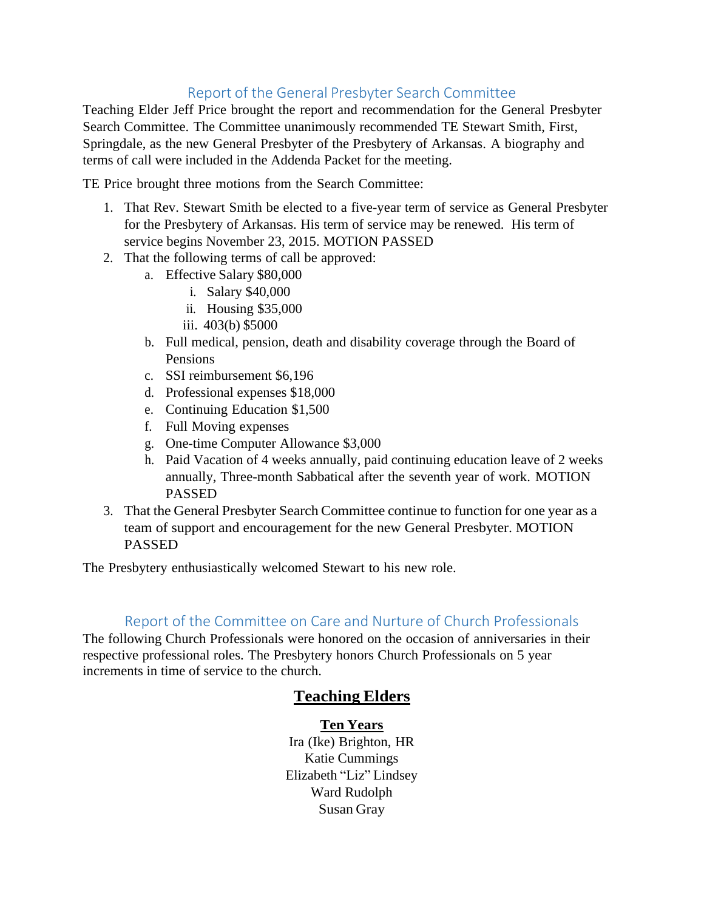## Report of the General Presbyter Search Committee

Teaching Elder Jeff Price brought the report and recommendation for the General Presbyter Search Committee. The Committee unanimously recommended TE Stewart Smith, First, Springdale, as the new General Presbyter of the Presbytery of Arkansas. A biography and terms of call were included in the Addenda Packet for the meeting.

TE Price brought three motions from the Search Committee:

1. That Rev. Stewart Smith be elected to a five-year term of service as General Presbyter for the Presbytery of Arkansas. His term of service may be renewed. His term of service begins November 23, 2015. MOTION PASSED
2. That the following terms of call be approved:
   a. Effective Salary $80,000
      i. Salary $40,000
      ii. Housing $35,000
      iii. 403(b) $5000
   b. Full medical, pension, death and disability coverage through the Board of Pensions
   c. SSI reimbursement $6,196
   d. Professional expenses $18,000
   e. Continuing Education $1,500
   f. Full Moving expenses
   g. One-time Computer Allowance $3,000
   h. Paid Vacation of 4 weeks annually, paid continuing education leave of 2 weeks annually, Three-month Sabbatical after the seventh year of work. MOTION PASSED
3. That the General Presbyter Search Committee continue to function for one year as a team of support and encouragement for the new General Presbyter. MOTION PASSED

The Presbytery enthusiastically welcomed Stewart to his new role.

## Report of the Committee on Care and Nurture of Church Professionals

The following Church Professionals were honored on the occasion of anniversaries in their respective professional roles. The Presbytery honors Church Professionals on 5 year increments in time of service to the church.

### Teaching Elders

**Ten Years**

Ira (Ike) Brighton, HR
Katie Cummings
Elizabeth "Liz" Lindsey
Ward Rudolph
Susan Gray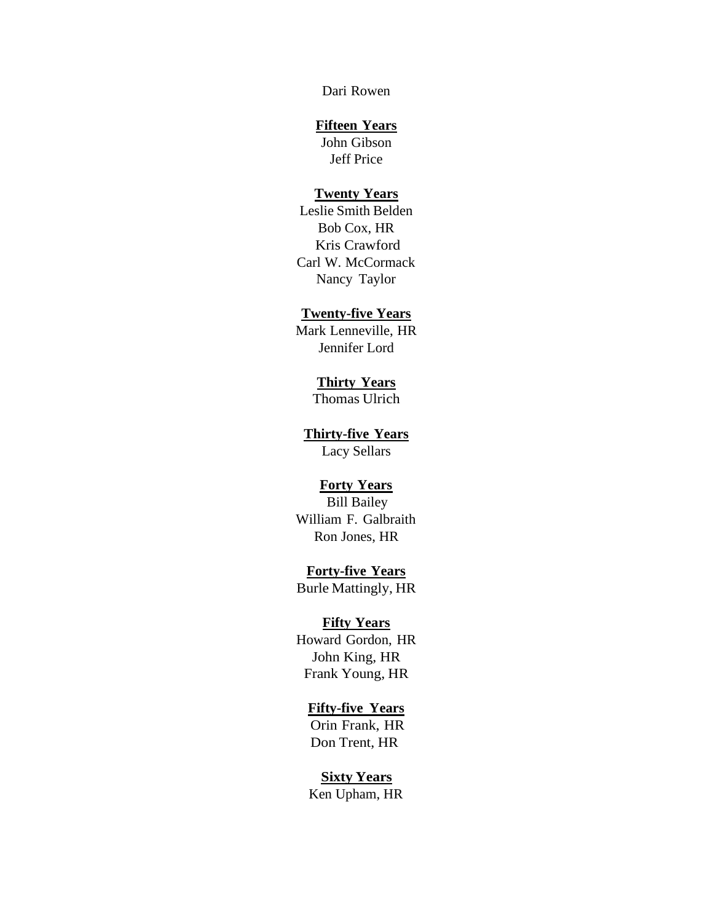Dari Rowen

**Fifteen Years**

John Gibson
Jeff Price

**Twenty Years**

Leslie Smith Belden
Bob Cox, HR
Kris Crawford
Carl W. McCormack
Nancy Taylor

**Twenty-five Years**

Mark Lenneville, HR
Jennifer Lord

**Thirty Years**

Thomas Ulrich

**Thirty-five Years**

Lacy Sellars

**Forty Years**

Bill Bailey
William F. Galbraith
Ron Jones, HR

**Forty-five Years**

Burle Mattingly, HR

**Fifty Years**

Howard Gordon, HR
John King, HR
Frank Young, HR

**Fifty-five Years**

Orin Frank, HR
Don Trent, HR

**Sixty Years**

Ken Upham, HR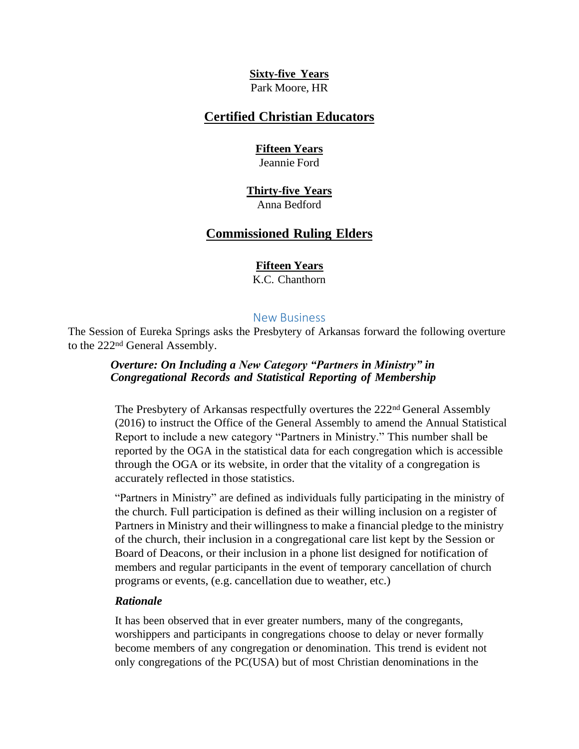**Sixty-five Years**

Park Moore, HR

## Certified Christian Educators

**Fifteen Years**

Jeannie Ford

**Thirty-five Years**

Anna Bedford

## Commissioned Ruling Elders

**Fifteen Years**

K.C. Chanthorn

### New Business

The Session of Eureka Springs asks the Presbytery of Arkansas forward the following overture to the 222nd General Assembly.

***Overture: On Including a New Category "Partners in Ministry" in Congregational Records and Statistical Reporting of Membership***

The Presbytery of Arkansas respectfully overtures the 222nd General Assembly (2016) to instruct the Office of the General Assembly to amend the Annual Statistical Report to include a new category "Partners in Ministry." This number shall be reported by the OGA in the statistical data for each congregation which is accessible through the OGA or its website, in order that the vitality of a congregation is accurately reflected in those statistics.

"Partners in Ministry" are defined as individuals fully participating in the ministry of the church. Full participation is defined as their willing inclusion on a register of Partners in Ministry and their willingness to make a financial pledge to the ministry of the church, their inclusion in a congregational care list kept by the Session or Board of Deacons, or their inclusion in a phone list designed for notification of members and regular participants in the event of temporary cancellation of church programs or events, (e.g. cancellation due to weather, etc.)

***Rationale***

It has been observed that in ever greater numbers, many of the congregants, worshippers and participants in congregations choose to delay or never formally become members of any congregation or denomination. This trend is evident not only congregations of the PC(USA) but of most Christian denominations in the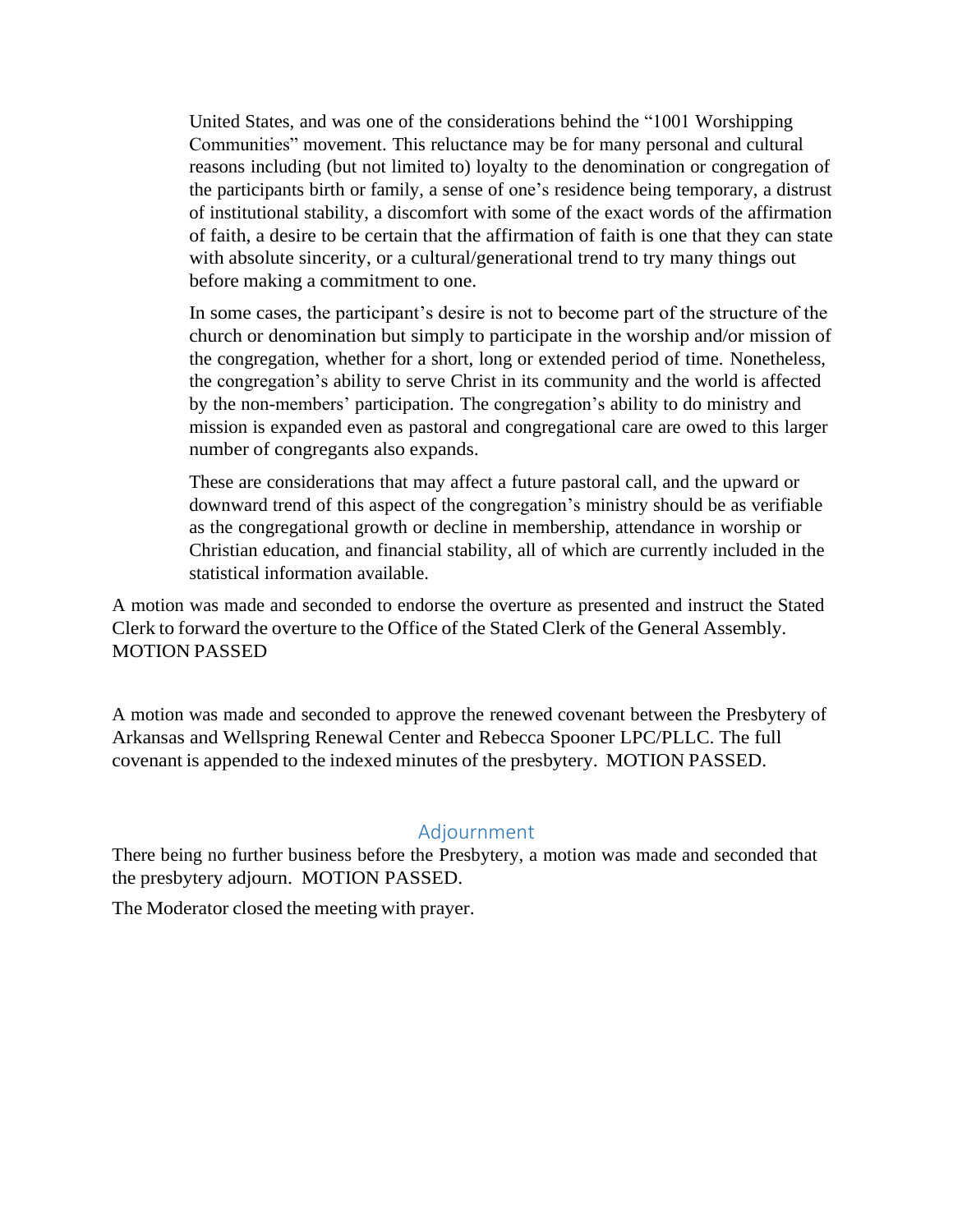United States, and was one of the considerations behind the "1001 Worshipping Communities" movement. This reluctance may be for many personal and cultural reasons including (but not limited to) loyalty to the denomination or congregation of the participants birth or family, a sense of one's residence being temporary, a distrust of institutional stability, a discomfort with some of the exact words of the affirmation of faith, a desire to be certain that the affirmation of faith is one that they can state with absolute sincerity, or a cultural/generational trend to try many things out before making a commitment to one.

In some cases, the participant's desire is not to become part of the structure of the church or denomination but simply to participate in the worship and/or mission of the congregation, whether for a short, long or extended period of time. Nonetheless, the congregation's ability to serve Christ in its community and the world is affected by the non-members' participation. The congregation's ability to do ministry and mission is expanded even as pastoral and congregational care are owed to this larger number of congregants also expands.

These are considerations that may affect a future pastoral call, and the upward or downward trend of this aspect of the congregation's ministry should be as verifiable as the congregational growth or decline in membership, attendance in worship or Christian education, and financial stability, all of which are currently included in the statistical information available.

A motion was made and seconded to endorse the overture as presented and instruct the Stated Clerk to forward the overture to the Office of the Stated Clerk of the General Assembly. MOTION PASSED

A motion was made and seconded to approve the renewed covenant between the Presbytery of Arkansas and Wellspring Renewal Center and Rebecca Spooner LPC/PLLC. The full covenant is appended to the indexed minutes of the presbytery. MOTION PASSED.

## Adjournment

There being no further business before the Presbytery, a motion was made and seconded that the presbytery adjourn. MOTION PASSED.

The Moderator closed the meeting with prayer.